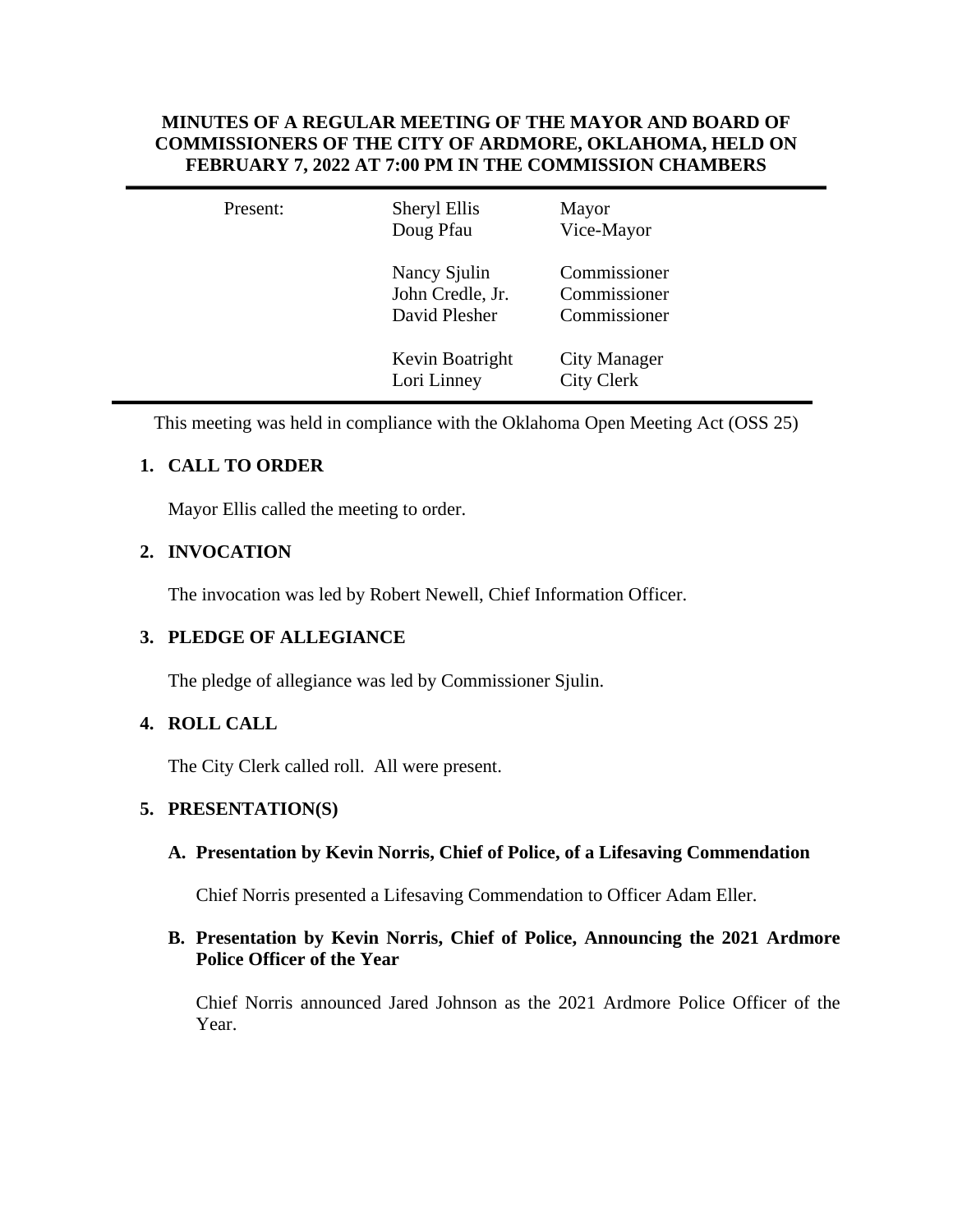**MINUTES OF A REGULAR MEETING OF THE MAYOR AND BOARD OF COMMISSIONERS OF THE CITY OF ARDMORE, OKLAHOMA, HELD ON FEBRUARY 7, 2022 AT 7:00 PM IN THE COMMISSION CHAMBERS**

| Present: | Sheryl Ellis | Mayor |
|---|---|---|
| | Doug Pfau | Vice-Mayor |
| | Nancy Sjulin | Commissioner |
| | John Credle, Jr. | Commissioner |
| | David Plesher | Commissioner |
| | Kevin Boatright | City Manager |
| | Lori Linney | City Clerk |

This meeting was held in compliance with the Oklahoma Open Meeting Act (OSS 25)

## 1. CALL TO ORDER

Mayor Ellis called the meeting to order.

## 2. INVOCATION

The invocation was led by Robert Newell, Chief Information Officer.

## 3. PLEDGE OF ALLEGIANCE

The pledge of allegiance was led by Commissioner Sjulin.

## 4. ROLL CALL

The City Clerk called roll. All were present.

## 5. PRESENTATION(S)

### A. Presentation by Kevin Norris, Chief of Police, of a Lifesaving Commendation

Chief Norris presented a Lifesaving Commendation to Officer Adam Eller.

### B. Presentation by Kevin Norris, Chief of Police, Announcing the 2021 Ardmore Police Officer of the Year

Chief Norris announced Jared Johnson as the 2021 Ardmore Police Officer of the Year.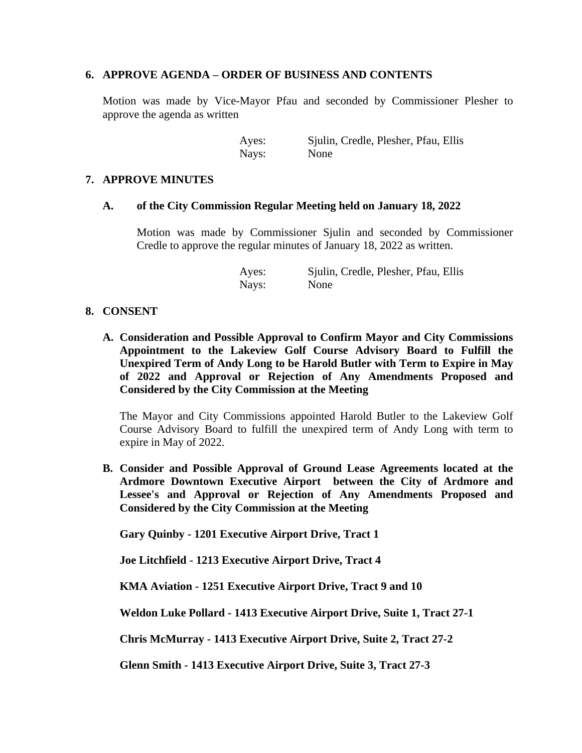## 6. APPROVE AGENDA – ORDER OF BUSINESS AND CONTENTS

Motion was made by Vice-Mayor Pfau and seconded by Commissioner Plesher to approve the agenda as written

Ayes: Sjulin, Credle, Plesher, Pfau, Ellis
Nays: None

## 7. APPROVE MINUTES

### A. of the City Commission Regular Meeting held on January 18, 2022

Motion was made by Commissioner Sjulin and seconded by Commissioner Credle to approve the regular minutes of January 18, 2022 as written.

Ayes: Sjulin, Credle, Plesher, Pfau, Ellis
Nays: None

## 8. CONSENT

**A. Consideration and Possible Approval to Confirm Mayor and City Commissions Appointment to the Lakeview Golf Course Advisory Board to Fulfill the Unexpired Term of Andy Long to be Harold Butler with Term to Expire in May of 2022 and Approval or Rejection of Any Amendments Proposed and Considered by the City Commission at the Meeting**

The Mayor and City Commissions appointed Harold Butler to the Lakeview Golf Course Advisory Board to fulfill the unexpired term of Andy Long with term to expire in May of 2022.

**B. Consider and Possible Approval of Ground Lease Agreements located at the Ardmore Downtown Executive Airport between the City of Ardmore and Lessee's and Approval or Rejection of Any Amendments Proposed and Considered by the City Commission at the Meeting**

**Gary Quinby - 1201 Executive Airport Drive, Tract 1**

**Joe Litchfield - 1213 Executive Airport Drive, Tract 4**

**KMA Aviation - 1251 Executive Airport Drive, Tract 9 and 10**

**Weldon Luke Pollard - 1413 Executive Airport Drive, Suite 1, Tract 27-1**

**Chris McMurray - 1413 Executive Airport Drive, Suite 2, Tract 27-2**

**Glenn Smith - 1413 Executive Airport Drive, Suite 3, Tract 27-3**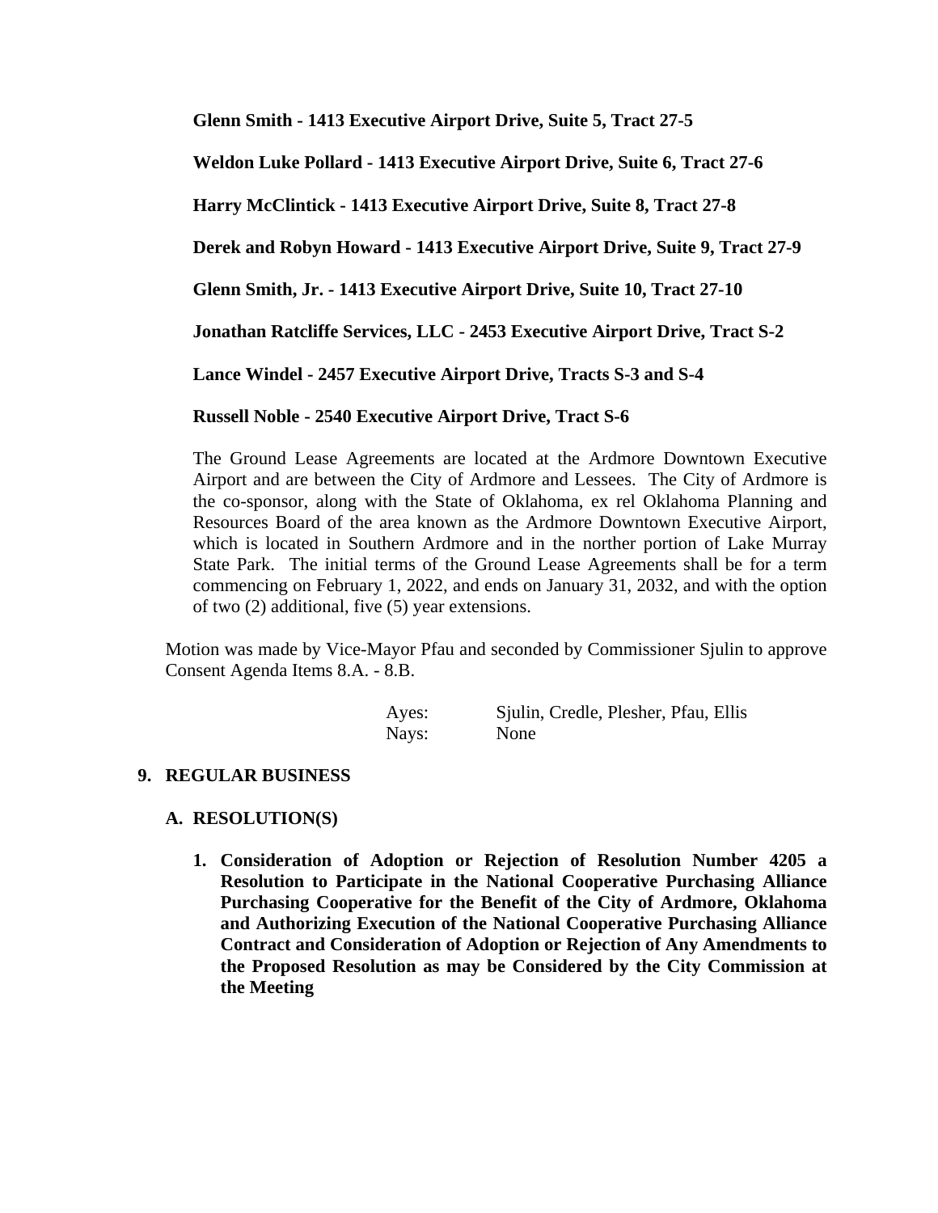**Glenn Smith - 1413 Executive Airport Drive, Suite 5, Tract 27-5**

**Weldon Luke Pollard - 1413 Executive Airport Drive, Suite 6, Tract 27-6**

**Harry McClintick - 1413 Executive Airport Drive, Suite 8, Tract 27-8**

**Derek and Robyn Howard - 1413 Executive Airport Drive, Suite 9, Tract 27-9**

**Glenn Smith, Jr. - 1413 Executive Airport Drive, Suite 10, Tract 27-10**

**Jonathan Ratcliffe Services, LLC - 2453 Executive Airport Drive, Tract S-2**

**Lance Windel - 2457 Executive Airport Drive, Tracts S-3 and S-4**

**Russell Noble - 2540 Executive Airport Drive, Tract S-6**

The Ground Lease Agreements are located at the Ardmore Downtown Executive Airport and are between the City of Ardmore and Lessees. The City of Ardmore is the co-sponsor, along with the State of Oklahoma, ex rel Oklahoma Planning and Resources Board of the area known as the Ardmore Downtown Executive Airport, which is located in Southern Ardmore and in the norther portion of Lake Murray State Park. The initial terms of the Ground Lease Agreements shall be for a term commencing on February 1, 2022, and ends on January 31, 2032, and with the option of two (2) additional, five (5) year extensions.

Motion was made by Vice-Mayor Pfau and seconded by Commissioner Sjulin to approve Consent Agenda Items 8.A. - 8.B.

Ayes: Sjulin, Credle, Plesher, Pfau, Ellis
Nays: None

## 9. REGULAR BUSINESS

### A. RESOLUTION(S)

**1. Consideration of Adoption or Rejection of Resolution Number 4205 a Resolution to Participate in the National Cooperative Purchasing Alliance Purchasing Cooperative for the Benefit of the City of Ardmore, Oklahoma and Authorizing Execution of the National Cooperative Purchasing Alliance Contract and Consideration of Adoption or Rejection of Any Amendments to the Proposed Resolution as may be Considered by the City Commission at the Meeting**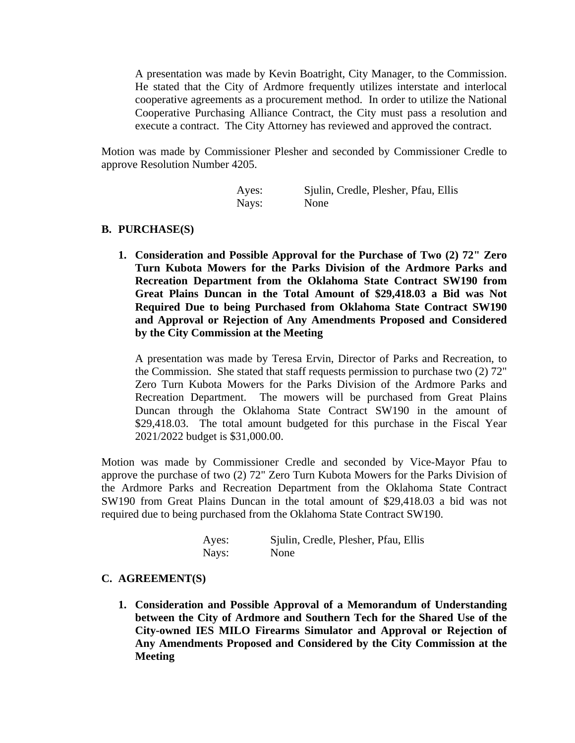A presentation was made by Kevin Boatright, City Manager, to the Commission. He stated that the City of Ardmore frequently utilizes interstate and interlocal cooperative agreements as a procurement method. In order to utilize the National Cooperative Purchasing Alliance Contract, the City must pass a resolution and execute a contract. The City Attorney has reviewed and approved the contract.

Motion was made by Commissioner Plesher and seconded by Commissioner Credle to approve Resolution Number 4205.

Ayes: Sjulin, Credle, Plesher, Pfau, Ellis
Nays: None

**B. PURCHASE(S)**

1. **Consideration and Possible Approval for the Purchase of Two (2) 72" Zero Turn Kubota Mowers for the Parks Division of the Ardmore Parks and Recreation Department from the Oklahoma State Contract SW190 from Great Plains Duncan in the Total Amount of $29,418.03 a Bid was Not Required Due to being Purchased from Oklahoma State Contract SW190 and Approval or Rejection of Any Amendments Proposed and Considered by the City Commission at the Meeting**

   A presentation was made by Teresa Ervin, Director of Parks and Recreation, to the Commission. She stated that staff requests permission to purchase two (2) 72" Zero Turn Kubota Mowers for the Parks Division of the Ardmore Parks and Recreation Department. The mowers will be purchased from Great Plains Duncan through the Oklahoma State Contract SW190 in the amount of $29,418.03. The total amount budgeted for this purchase in the Fiscal Year 2021/2022 budget is $31,000.00.

Motion was made by Commissioner Credle and seconded by Vice-Mayor Pfau to approve the purchase of two (2) 72" Zero Turn Kubota Mowers for the Parks Division of the Ardmore Parks and Recreation Department from the Oklahoma State Contract SW190 from Great Plains Duncan in the total amount of $29,418.03 a bid was not required due to being purchased from the Oklahoma State Contract SW190.

Ayes: Sjulin, Credle, Plesher, Pfau, Ellis
Nays: None

**C. AGREEMENT(S)**

1. **Consideration and Possible Approval of a Memorandum of Understanding between the City of Ardmore and Southern Tech for the Shared Use of the City-owned IES MILO Firearms Simulator and Approval or Rejection of Any Amendments Proposed and Considered by the City Commission at the Meeting**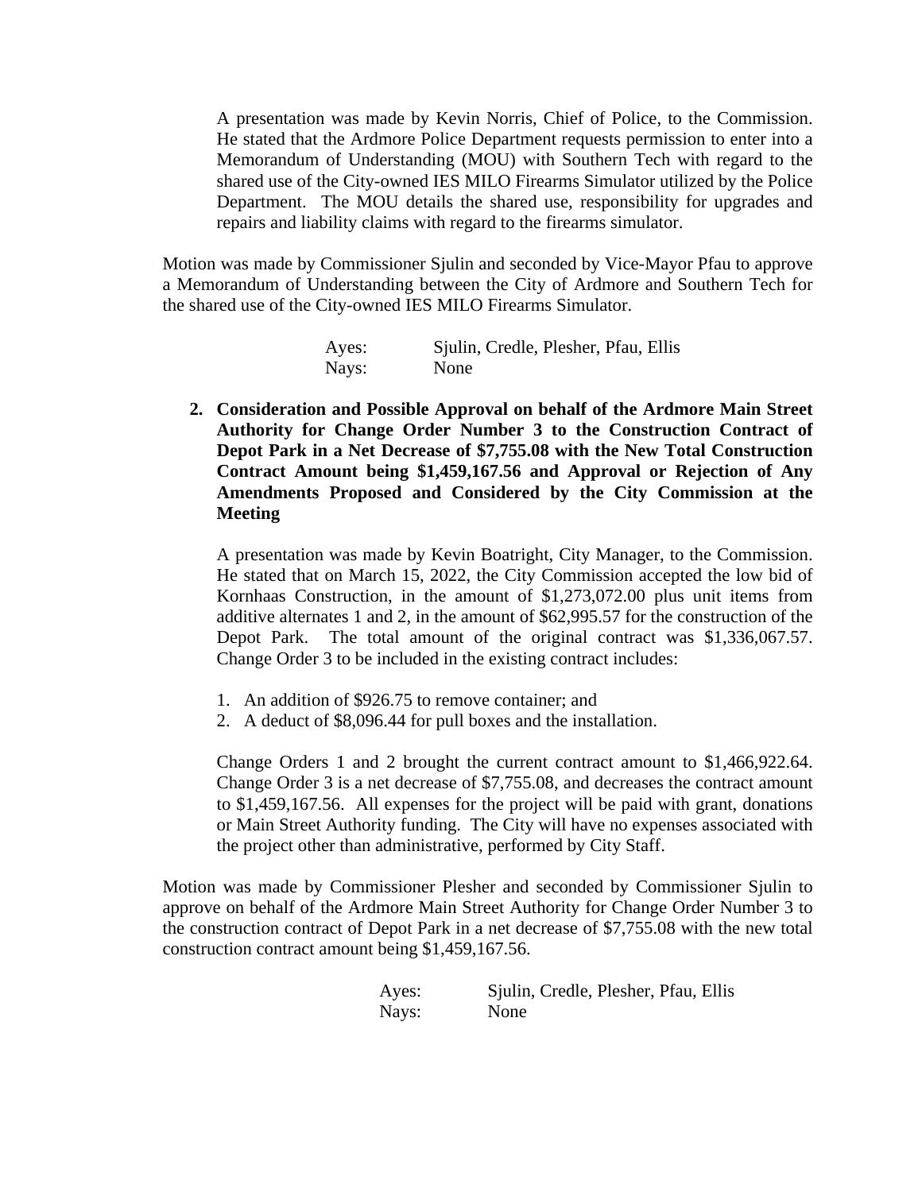A presentation was made by Kevin Norris, Chief of Police, to the Commission. He stated that the Ardmore Police Department requests permission to enter into a Memorandum of Understanding (MOU) with Southern Tech with regard to the shared use of the City-owned IES MILO Firearms Simulator utilized by the Police Department. The MOU details the shared use, responsibility for upgrades and repairs and liability claims with regard to the firearms simulator.

Motion was made by Commissioner Sjulin and seconded by Vice-Mayor Pfau to approve a Memorandum of Understanding between the City of Ardmore and Southern Tech for the shared use of the City-owned IES MILO Firearms Simulator.

Ayes: Sjulin, Credle, Plesher, Pfau, Ellis
Nays: None

2. **Consideration and Possible Approval on behalf of the Ardmore Main Street Authority for Change Order Number 3 to the Construction Contract of Depot Park in a Net Decrease of $7,755.08 with the New Total Construction Contract Amount being $1,459,167.56 and Approval or Rejection of Any Amendments Proposed and Considered by the City Commission at the Meeting**

   A presentation was made by Kevin Boatright, City Manager, to the Commission. He stated that on March 15, 2022, the City Commission accepted the low bid of Kornhaas Construction, in the amount of $1,273,072.00 plus unit items from additive alternates 1 and 2, in the amount of $62,995.57 for the construction of the Depot Park. The total amount of the original contract was $1,336,067.57. Change Order 3 to be included in the existing contract includes:

   1. An addition of $926.75 to remove container; and
   2. A deduct of $8,096.44 for pull boxes and the installation.

   Change Orders 1 and 2 brought the current contract amount to $1,466,922.64. Change Order 3 is a net decrease of $7,755.08, and decreases the contract amount to $1,459,167.56. All expenses for the project will be paid with grant, donations or Main Street Authority funding. The City will have no expenses associated with the project other than administrative, performed by City Staff.

Motion was made by Commissioner Plesher and seconded by Commissioner Sjulin to approve on behalf of the Ardmore Main Street Authority for Change Order Number 3 to the construction contract of Depot Park in a net decrease of $7,755.08 with the new total construction contract amount being $1,459,167.56.

Ayes: Sjulin, Credle, Plesher, Pfau, Ellis
Nays: None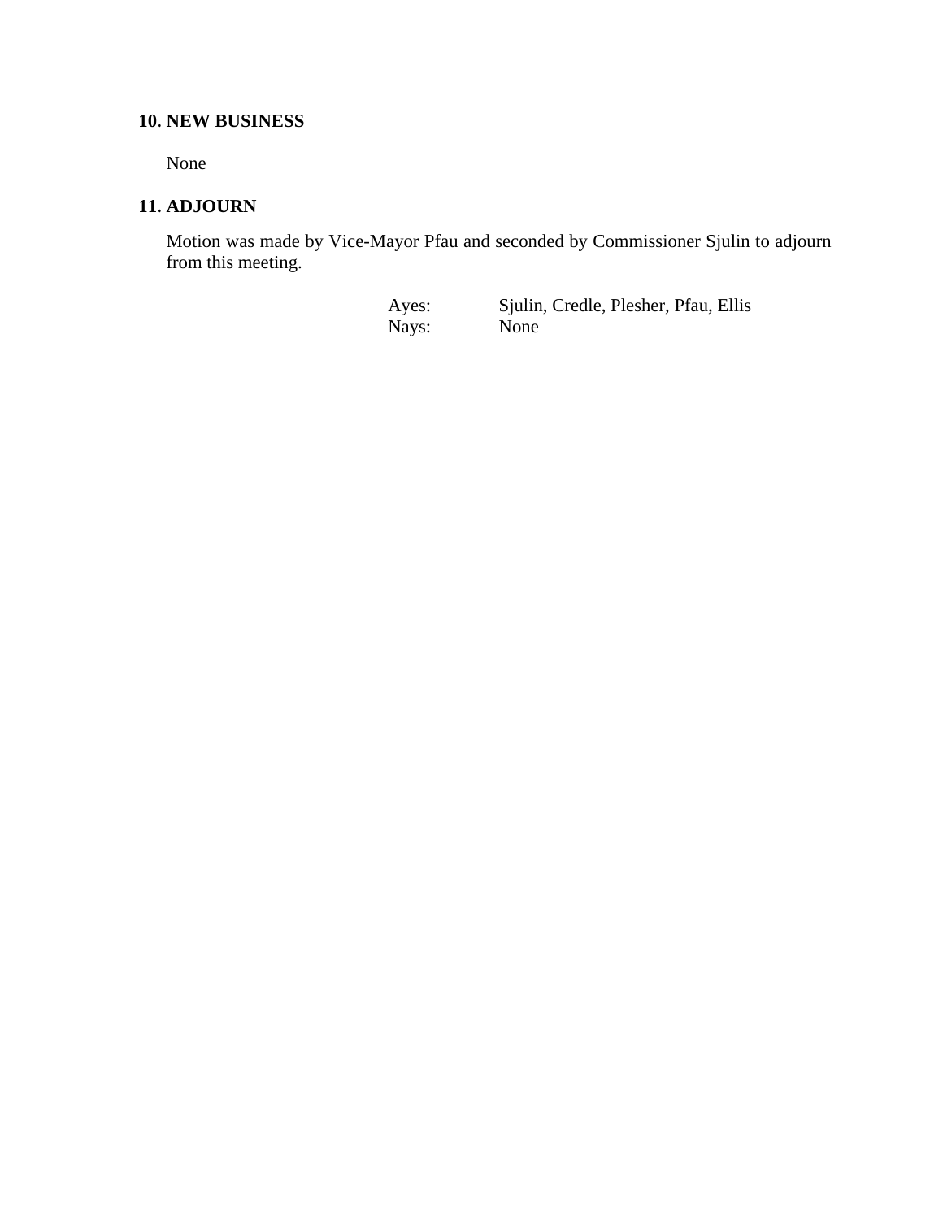**10. NEW BUSINESS**

None

**11. ADJOURN**

Motion was made by Vice-Mayor Pfau and seconded by Commissioner Sjulin to adjourn from this meeting.

Ayes: Sjulin, Credle, Plesher, Pfau, Ellis
Nays: None